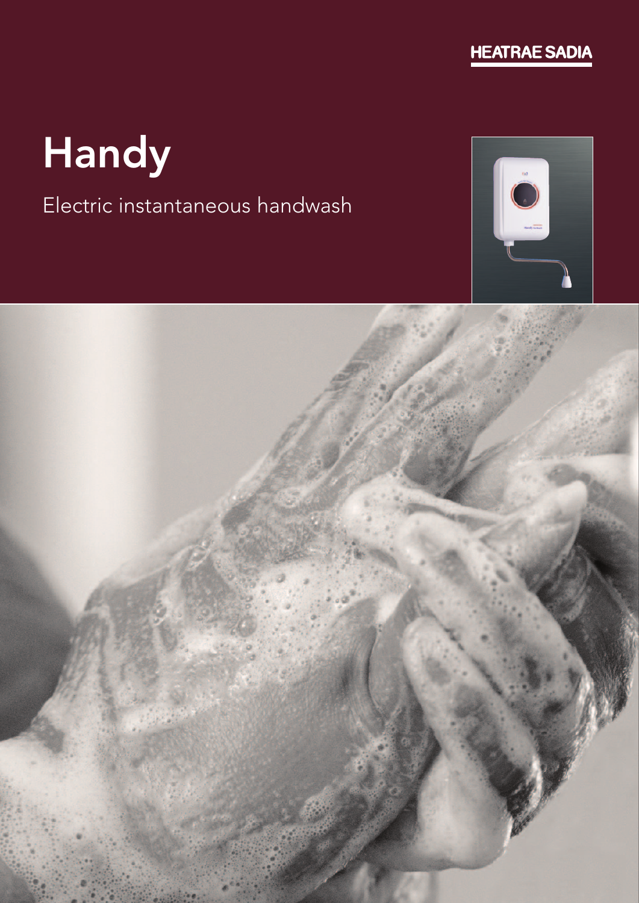HEATRAE SADIA

# Handy

Electric instantaneous handwash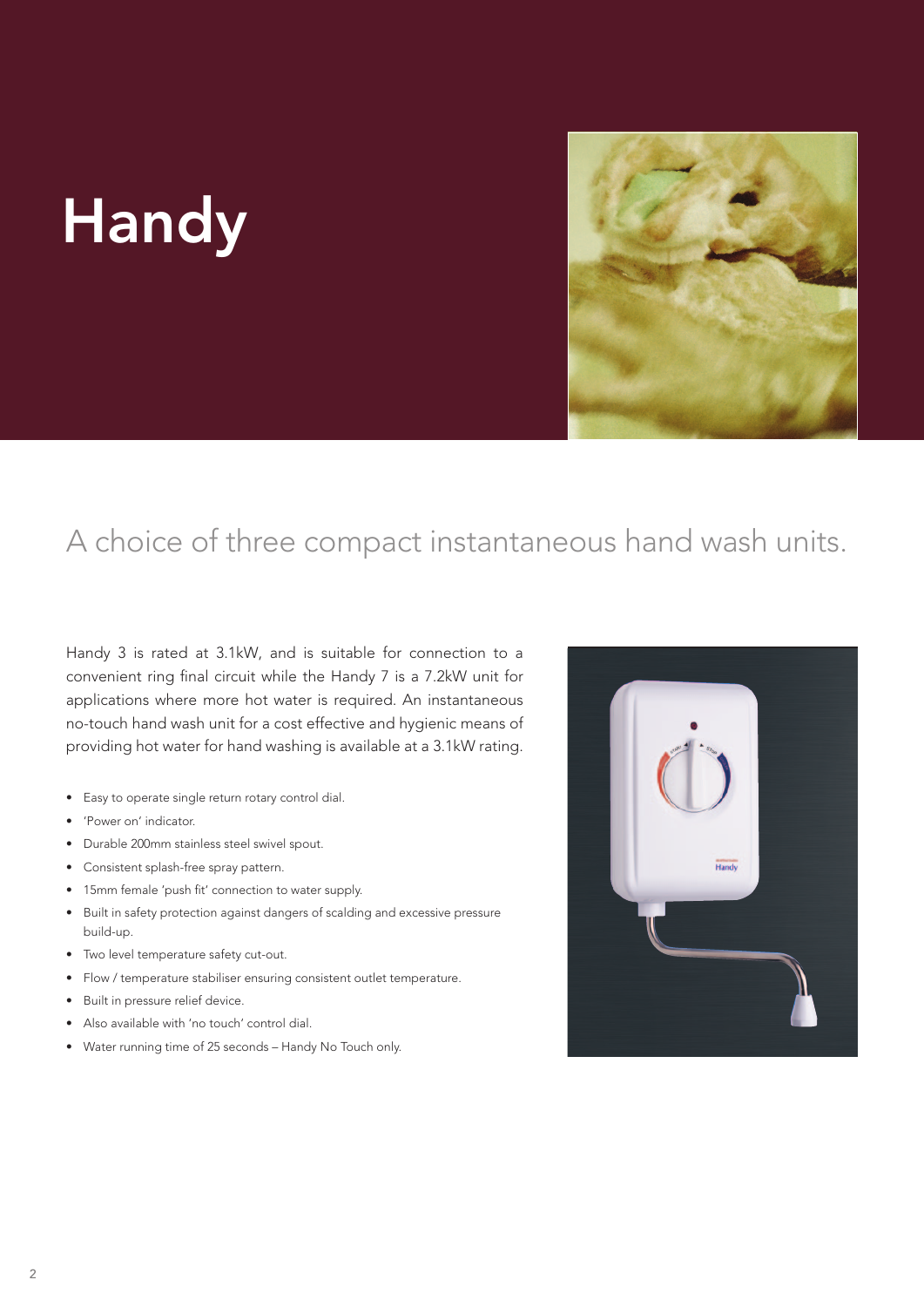# Handy

## A choice of three compact instantaneous hand wash units.

Handy 3 is rated at 3.1kW, and is suitable for connection to a convenient ring final circuit while the Handy 7 is a 7.2kW unit for applications where more hot water is required. An instantaneous no-touch hand wash unit for a cost effective and hygienic means of providing hot water for hand washing is available at a 3.1kW rating.

- Easy to operate single return rotary control dial.
- 'Power on' indicator.
- Durable 200mm stainless steel swivel spout.
- Consistent splash-free spray pattern.
- 15mm female 'push fit' connection to water supply.
- Built in safety protection against dangers of scalding and excessive pressure build-up.
- Two level temperature safety cut-out.
- Flow / temperature stabiliser ensuring consistent outlet temperature.
- Built in pressure relief device.
- Also available with 'no touch' control dial.
- Water running time of 25 seconds – Handy No Touch only.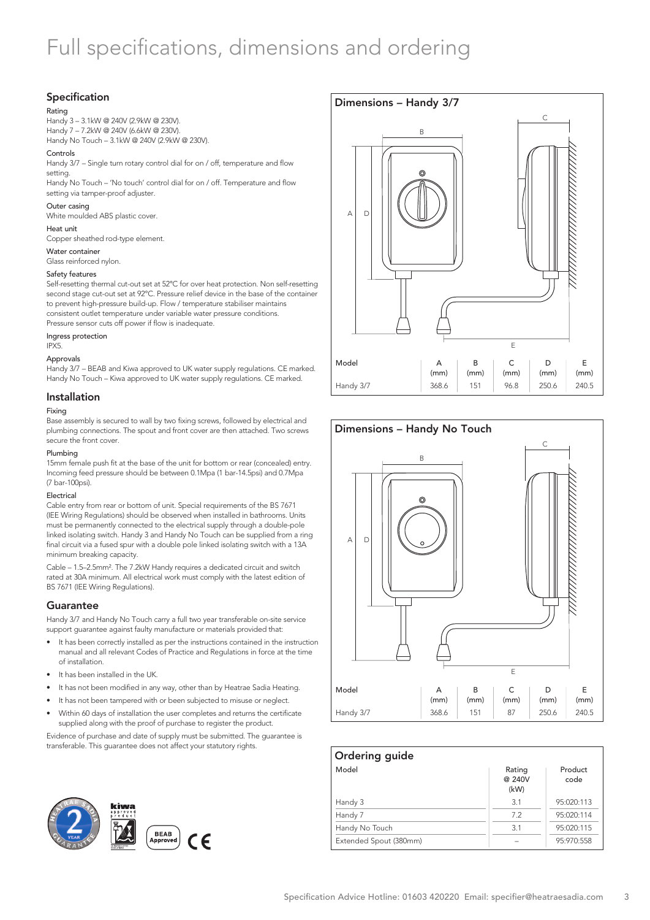# Full specifications, dimensions and ordering

## Specification

### Rating

Handy 3 – 3.1kW @ 240V (2.9kW @ 230V).
Handy 7 – 7.2kW @ 240V (6.6kW @ 230V).
Handy No Touch – 3.1kW @ 240V (2.9kW @ 230V).

### Controls

Handy 3/7 – Single turn rotary control dial for on / off, temperature and flow setting.
Handy No Touch – 'No touch' control dial for on / off. Temperature and flow setting via tamper-proof adjuster.

### Outer casing

White moulded ABS plastic cover.

### Heat unit

Copper sheathed rod-type element.

### Water container

Glass reinforced nylon.

### Safety features

Self-resetting thermal cut-out set at 52°C for over heat protection. Non self-resetting second stage cut-out set at 92°C. Pressure relief device in the base of the container to prevent high-pressure build-up. Flow / temperature stabiliser maintains consistent outlet temperature under variable water pressure conditions. Pressure sensor cuts off power if flow is inadequate.

### Ingress protection

IPX5.

### Approvals

Handy 3/7 – BEAB and Kiwa approved to UK water supply regulations. CE marked.
Handy No Touch – Kiwa approved to UK water supply regulations. CE marked.

## Installation

### Fixing

Base assembly is secured to wall by two fixing screws, followed by electrical and plumbing connections. The spout and front cover are then attached. Two screws secure the front cover.

### Plumbing

15mm female push fit at the base of the unit for bottom or rear (concealed) entry. Incoming feed pressure should be between 0.1Mpa (1 bar-14.5psi) and 0.7Mpa (7 bar-100psi).

### Electrical

Cable entry from rear or bottom of unit. Special requirements of the BS 7671 (IEE Wiring Regulations) should be observed when installed in bathrooms. Units must be permanently connected to the electrical supply through a double-pole linked isolating switch. Handy 3 and Handy No Touch can be supplied from a ring final circuit via a fused spur with a double pole linked isolating switch with a 13A minimum breaking capacity.

Cable – 1.5–2.5mm². The 7.2kW Handy requires a dedicated circuit and switch rated at 30A minimum. All electrical work must comply with the latest edition of BS 7671 (IEE Wiring Regulations).

## Guarantee

Handy 3/7 and Handy No Touch carry a full two year transferable on-site service support guarantee against faulty manufacture or materials provided that:

- It has been correctly installed as per the instructions contained in the instruction manual and all relevant Codes of Practice and Regulations in force at the time of installation.
- It has been installed in the UK.
- It has not been modified in any way, other than by Heatrae Sadia Heating.
- It has not been tampered with or been subjected to misuse or neglect.
- Within 60 days of installation the user completes and returns the certificate supplied along with the proof of purchase to register the product.

Evidence of purchase and date of supply must be submitted. The guarantee is transferable. This guarantee does not affect your statutory rights.

## Dimensions – Handy 3/7

| Model | A (mm) | B (mm) | C (mm) | D (mm) | E (mm) |
|---|---|---|---|---|---|
| Handy 3/7 | 368.6 | 151 | 96.8 | 250.6 | 240.5 |

## Dimensions – Handy No Touch

| Model | A (mm) | B (mm) | C (mm) | D (mm) | E (mm) |
|---|---|---|---|---|---|
| Handy 3/7 | 368.6 | 151 | 87 | 250.6 | 240.5 |

## Ordering guide

| Model | Rating @ 240V (kW) | Product code |
|---|---|---|
| Handy 3 | 3.1 | 95:020:113 |
| Handy 7 | 7.2 | 95:020:114 |
| Handy No Touch | 3.1 | 95:020:115 |
| Extended Spout (380mm) | – | 95:970:558 |

Specification Advice Hotline: 01603 420220 Email: specifier@heatraesadia.com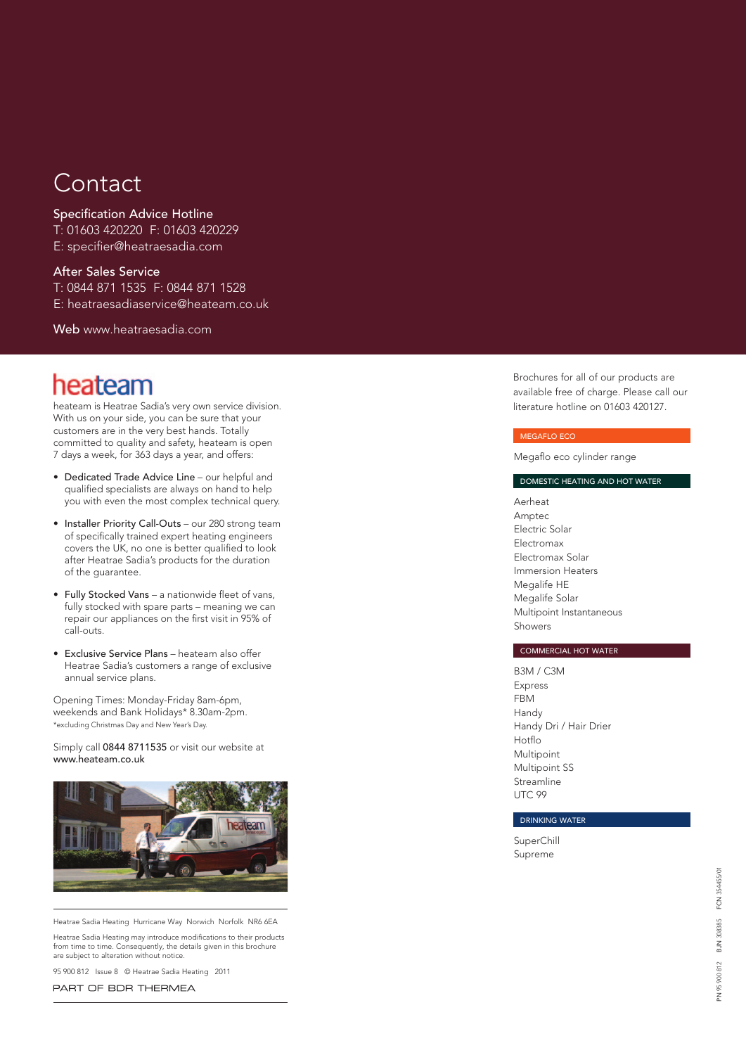# Contact

**Specification Advice Hotline**
T: 01603 420220  F: 01603 420229
E: specifier@heatraesadia.com

**After Sales Service**
T: 0844 871 1535  F: 0844 871 1528
E: heatraesadiaservice@heateam.co.uk

**Web** www.heatraesadia.com

## heateam

heateam is Heatrae Sadia's very own service division. With us on your side, you can be sure that your customers are in the very best hands. Totally committed to quality and safety, heateam is open 7 days a week, for 363 days a year, and offers:

- **Dedicated Trade Advice Line** – our helpful and qualified specialists are always on hand to help you with even the most complex technical query.
- **Installer Priority Call-Outs** – our 280 strong team of specifically trained expert heating engineers covers the UK, no one is better qualified to look after Heatrae Sadia's products for the duration of the guarantee.
- **Fully Stocked Vans** – a nationwide fleet of vans, fully stocked with spare parts – meaning we can repair our appliances on the first visit in 95% of call-outs.
- **Exclusive Service Plans** – heateam also offer Heatrae Sadia's customers a range of exclusive annual service plans.

Opening Times: Monday-Friday 8am-6pm, weekends and Bank Holidays* 8.30am-2pm.
*excluding Christmas Day and New Year's Day.

Simply call **0844 8711535** or visit our website at **www.heateam.co.uk**

Heatrae Sadia Heating Hurricane Way Norwich Norfolk NR6 6EA

Heatrae Sadia Heating may introduce modifications to their products from time to time. Consequently, the details given in this brochure are subject to alteration without notice.

95 900 812 Issue 8 © Heatrae Sadia Heating 2011

PART OF BDR THERMEA

Brochures for all of our products are available free of charge. Please call our literature hotline on 01603 420127.

### MEGAFLO ECO

Megaflo eco cylinder range

### DOMESTIC HEATING AND HOT WATER

Aerheat
Amptec
Electric Solar
Electromax
Electromax Solar
Immersion Heaters
Megalife HE
Megalife Solar
Multipoint Instantaneous
Showers

### COMMERCIAL HOT WATER

B3M / C3M
Express
FBM
Handy
Handy Dri / Hair Drier
Hotflo
Multipoint
Multipoint SS
Streamline
UTC 99

### DRINKING WATER

SuperChill
Supreme

PN 95 900 812  BJN 308385  FCN 354455/01